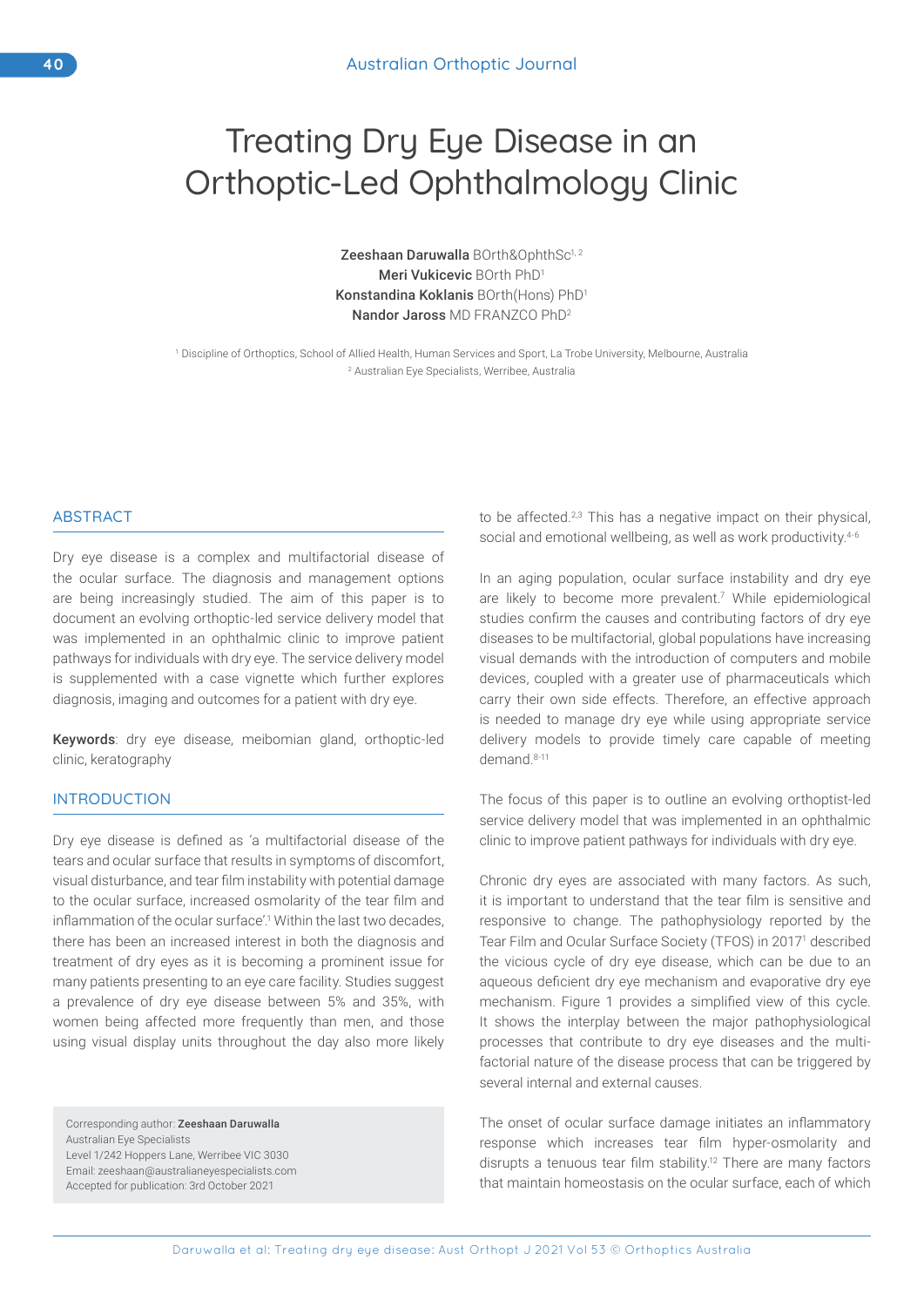# Treating Dry Eye Disease in an Orthoptic-Led Ophthalmology Clinic

**Zeeshaan Daruwalla** BOrth&OphthSc[1, 2]
**Meri Vukicevic** BOrth PhD[1]
**Konstandina Koklanis** BOrth(Hons) PhD[1]
**Nandor Jaross** MD FRANZCO PhD[2]

[1] Discipline of Orthoptics, School of Allied Health, Human Services and Sport, La Trobe University, Melbourne, Australia
[2] Australian Eye Specialists, Werribee, Australia

## ABSTRACT

Dry eye disease is a complex and multifactorial disease of the ocular surface. The diagnosis and management options are being increasingly studied. The aim of this paper is to document an evolving orthoptic-led service delivery model that was implemented in an ophthalmic clinic to improve patient pathways for individuals with dry eye. The service delivery model is supplemented with a case vignette which further explores diagnosis, imaging and outcomes for a patient with dry eye.

**Keywords**: dry eye disease, meibomian gland, orthoptic-led clinic, keratography

## INTRODUCTION

Dry eye disease is defined as 'a multifactorial disease of the tears and ocular surface that results in symptoms of discomfort, visual disturbance, and tear film instability with potential damage to the ocular surface, increased osmolarity of the tear film and inflammation of the ocular surface'.[1] Within the last two decades, there has been an increased interest in both the diagnosis and treatment of dry eyes as it is becoming a prominent issue for many patients presenting to an eye care facility. Studies suggest a prevalence of dry eye disease between 5% and 35%, with women being affected more frequently than men, and those using visual display units throughout the day also more likely to be affected.[2,3] This has a negative impact on their physical, social and emotional wellbeing, as well as work productivity.[4-6]

In an aging population, ocular surface instability and dry eye are likely to become more prevalent.[7] While epidemiological studies confirm the causes and contributing factors of dry eye diseases to be multifactorial, global populations have increasing visual demands with the introduction of computers and mobile devices, coupled with a greater use of pharmaceuticals which carry their own side effects. Therefore, an effective approach is needed to manage dry eye while using appropriate service delivery models to provide timely care capable of meeting demand.[8-11]

The focus of this paper is to outline an evolving orthoptist-led service delivery model that was implemented in an ophthalmic clinic to improve patient pathways for individuals with dry eye.

Chronic dry eyes are associated with many factors. As such, it is important to understand that the tear film is sensitive and responsive to change. The pathophysiology reported by the Tear Film and Ocular Surface Society (TFOS) in 2017[1] described the vicious cycle of dry eye disease, which can be due to an aqueous deficient dry eye mechanism and evaporative dry eye mechanism. Figure 1 provides a simplified view of this cycle. It shows the interplay between the major pathophysiological processes that contribute to dry eye diseases and the multi-factorial nature of the disease process that can be triggered by several internal and external causes.

The onset of ocular surface damage initiates an inflammatory response which increases tear film hyper-osmolarity and disrupts a tenuous tear film stability.[12] There are many factors that maintain homeostasis on the ocular surface, each of which

Corresponding author: **Zeeshaan Daruwalla**
Australian Eye Specialists
Level 1/242 Hoppers Lane, Werribee VIC 3030
Email: zeeshaan@australianeyespecialists.com
Accepted for publication: 3rd October 2021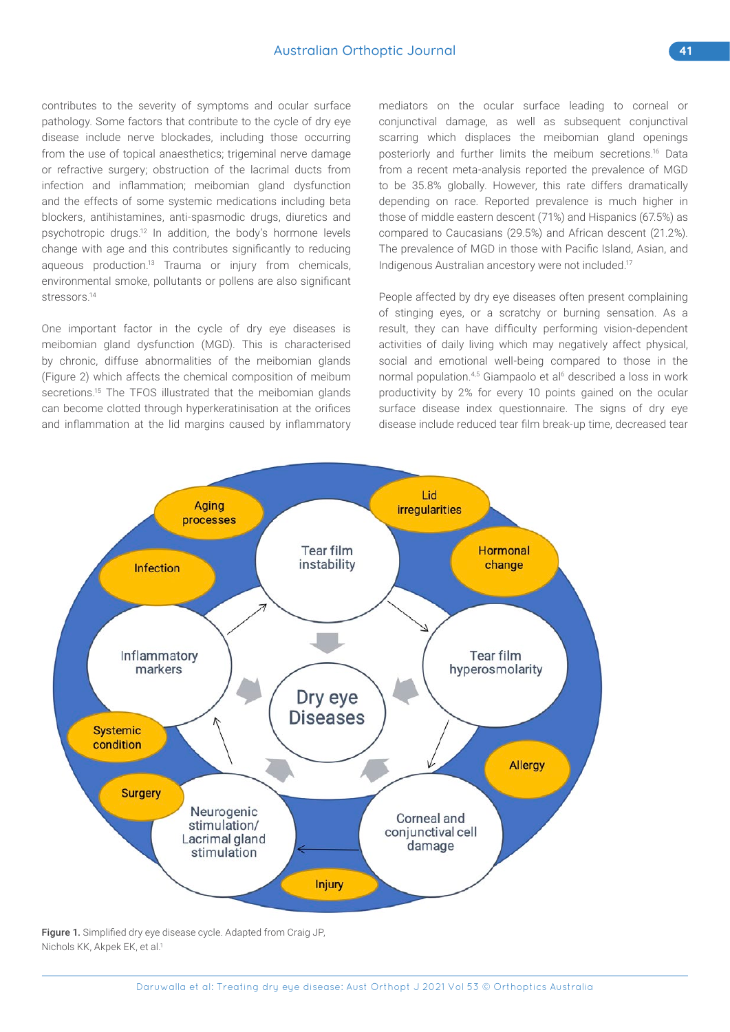contributes to the severity of symptoms and ocular surface pathology. Some factors that contribute to the cycle of dry eye disease include nerve blockades, including those occurring from the use of topical anaesthetics; trigeminal nerve damage or refractive surgery; obstruction of the lacrimal ducts from infection and inflammation; meibomian gland dysfunction and the effects of some systemic medications including beta blockers, antihistamines, anti-spasmodic drugs, diuretics and psychotropic drugs.[12] In addition, the body's hormone levels change with age and this contributes significantly to reducing aqueous production.[13] Trauma or injury from chemicals, environmental smoke, pollutants or pollens are also significant stressors.[14]

One important factor in the cycle of dry eye diseases is meibomian gland dysfunction (MGD). This is characterised by chronic, diffuse abnormalities of the meibomian glands (Figure 2) which affects the chemical composition of meibum secretions.[15] The TFOS illustrated that the meibomian glands can become clotted through hyperkeratinisation at the orifices and inflammation at the lid margins caused by inflammatory mediators on the ocular surface leading to corneal or conjunctival damage, as well as subsequent conjunctival scarring which displaces the meibomian gland openings posteriorly and further limits the meibum secretions.[16] Data from a recent meta-analysis reported the prevalence of MGD to be 35.8% globally. However, this rate differs dramatically depending on race. Reported prevalence is much higher in those of middle eastern descent (71%) and Hispanics (67.5%) as compared to Caucasians (29.5%) and African descent (21.2%). The prevalence of MGD in those with Pacific Island, Asian, and Indigenous Australian ancestory were not included.[17]

People affected by dry eye diseases often present complaining of stinging eyes, or a scratchy or burning sensation. As a result, they can have difficulty performing vision-dependent activities of daily living which may negatively affect physical, social and emotional well-being compared to those in the normal population.[4,5] Giampaolo et al[6] described a loss in work productivity by 2% for every 10 points gained on the ocular surface disease index questionnaire. The signs of dry eye disease include reduced tear film break-up time, decreased tear

**Figure 1.** Simplified dry eye disease cycle. Adapted from Craig JP, Nichols KK, Akpek EK, et al.[1]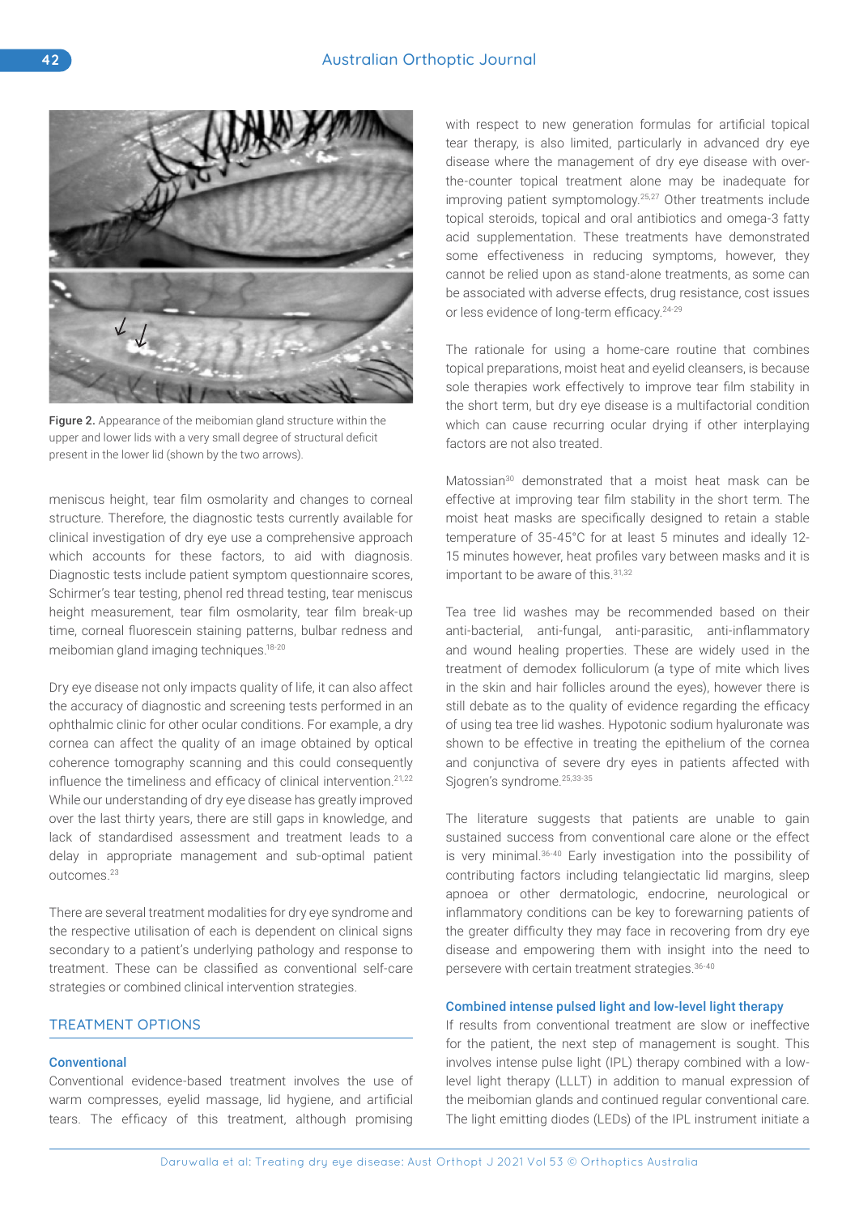Figure 2. Appearance of the meibomian gland structure within the upper and lower lids with a very small degree of structural deficit present in the lower lid (shown by the two arrows).

meniscus height, tear film osmolarity and changes to corneal structure. Therefore, the diagnostic tests currently available for clinical investigation of dry eye use a comprehensive approach which accounts for these factors, to aid with diagnosis. Diagnostic tests include patient symptom questionnaire scores, Schirmer's tear testing, phenol red thread testing, tear meniscus height measurement, tear film osmolarity, tear film break-up time, corneal fluorescein staining patterns, bulbar redness and meibomian gland imaging techniques.[18-20]

Dry eye disease not only impacts quality of life, it can also affect the accuracy of diagnostic and screening tests performed in an ophthalmic clinic for other ocular conditions. For example, a dry cornea can affect the quality of an image obtained by optical coherence tomography scanning and this could consequently influence the timeliness and efficacy of clinical intervention.[21,22] While our understanding of dry eye disease has greatly improved over the last thirty years, there are still gaps in knowledge, and lack of standardised assessment and treatment leads to a delay in appropriate management and sub-optimal patient outcomes.[23]

There are several treatment modalities for dry eye syndrome and the respective utilisation of each is dependent on clinical signs secondary to a patient's underlying pathology and response to treatment. These can be classified as conventional self-care strategies or combined clinical intervention strategies.

## TREATMENT OPTIONS

### Conventional

Conventional evidence-based treatment involves the use of warm compresses, eyelid massage, lid hygiene, and artificial tears. The efficacy of this treatment, although promising with respect to new generation formulas for artificial topical tear therapy, is also limited, particularly in advanced dry eye disease where the management of dry eye disease with over-the-counter topical treatment alone may be inadequate for improving patient symptomology.[25,27] Other treatments include topical steroids, topical and oral antibiotics and omega-3 fatty acid supplementation. These treatments have demonstrated some effectiveness in reducing symptoms, however, they cannot be relied upon as stand-alone treatments, as some can be associated with adverse effects, drug resistance, cost issues or less evidence of long-term efficacy.[24-29]

The rationale for using a home-care routine that combines topical preparations, moist heat and eyelid cleansers, is because sole therapies work effectively to improve tear film stability in the short term, but dry eye disease is a multifactorial condition which can cause recurring ocular drying if other interplaying factors are not also treated.

Matossian[30] demonstrated that a moist heat mask can be effective at improving tear film stability in the short term. The moist heat masks are specifically designed to retain a stable temperature of 35-45°C for at least 5 minutes and ideally 12-15 minutes however, heat profiles vary between masks and it is important to be aware of this.[31,32]

Tea tree lid washes may be recommended based on their anti-bacterial, anti-fungal, anti-parasitic, anti-inflammatory and wound healing properties. These are widely used in the treatment of demodex folliculorum (a type of mite which lives in the skin and hair follicles around the eyes), however there is still debate as to the quality of evidence regarding the efficacy of using tea tree lid washes. Hypotonic sodium hyaluronate was shown to be effective in treating the epithelium of the cornea and conjunctiva of severe dry eyes in patients affected with Sjogren's syndrome.[25,33-35]

The literature suggests that patients are unable to gain sustained success from conventional care alone or the effect is very minimal.[36-40] Early investigation into the possibility of contributing factors including telangiectatic lid margins, sleep apnoea or other dermatologic, endocrine, neurological or inflammatory conditions can be key to forewarning patients of the greater difficulty they may face in recovering from dry eye disease and empowering them with insight into the need to persevere with certain treatment strategies.[36-40]

### Combined intense pulsed light and low-level light therapy

If results from conventional treatment are slow or ineffective for the patient, the next step of management is sought. This involves intense pulse light (IPL) therapy combined with a low-level light therapy (LLLT) in addition to manual expression of the meibomian glands and continued regular conventional care. The light emitting diodes (LEDs) of the IPL instrument initiate a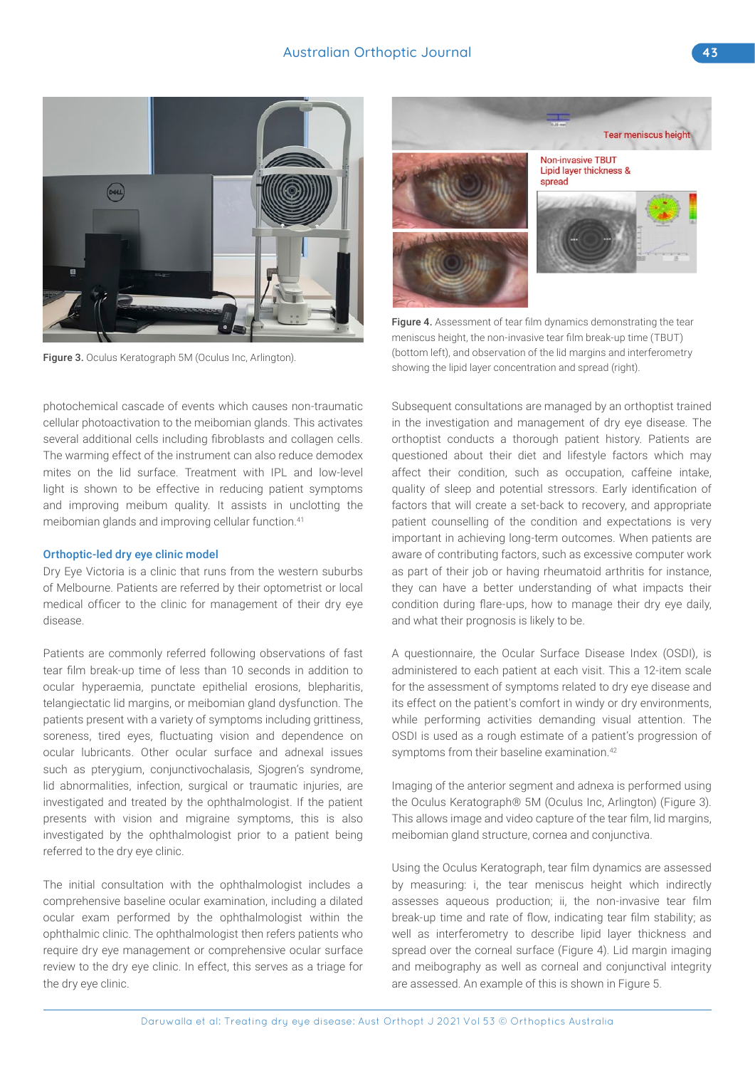Figure 3. Oculus Keratograph 5M (Oculus Inc, Arlington).

Figure 4. Assessment of tear film dynamics demonstrating the tear meniscus height, the non-invasive tear film break-up time (TBUT) (bottom left), and observation of the lid margins and interferometry showing the lipid layer concentration and spread (right).

photochemical cascade of events which causes non-traumatic cellular photoactivation to the meibomian glands. This activates several additional cells including fibroblasts and collagen cells. The warming effect of the instrument can also reduce demodex mites on the lid surface. Treatment with IPL and low-level light is shown to be effective in reducing patient symptoms and improving meibum quality. It assists in unclotting the meibomian glands and improving cellular function.[41]

### Orthoptic-led dry eye clinic model

Dry Eye Victoria is a clinic that runs from the western suburbs of Melbourne. Patients are referred by their optometrist or local medical officer to the clinic for management of their dry eye disease.

Patients are commonly referred following observations of fast tear film break-up time of less than 10 seconds in addition to ocular hyperaemia, punctate epithelial erosions, blepharitis, telangiectatic lid margins, or meibomian gland dysfunction. The patients present with a variety of symptoms including grittiness, soreness, tired eyes, fluctuating vision and dependence on ocular lubricants. Other ocular surface and adnexal issues such as pterygium, conjunctivochalasis, Sjogren's syndrome, lid abnormalities, infection, surgical or traumatic injuries, are investigated and treated by the ophthalmologist. If the patient presents with vision and migraine symptoms, this is also investigated by the ophthalmologist prior to a patient being referred to the dry eye clinic.

The initial consultation with the ophthalmologist includes a comprehensive baseline ocular examination, including a dilated ocular exam performed by the ophthalmologist within the ophthalmic clinic. The ophthalmologist then refers patients who require dry eye management or comprehensive ocular surface review to the dry eye clinic. In effect, this serves as a triage for the dry eye clinic.

Subsequent consultations are managed by an orthoptist trained in the investigation and management of dry eye disease. The orthoptist conducts a thorough patient history. Patients are questioned about their diet and lifestyle factors which may affect their condition, such as occupation, caffeine intake, quality of sleep and potential stressors. Early identification of factors that will create a set-back to recovery, and appropriate patient counselling of the condition and expectations is very important in achieving long-term outcomes. When patients are aware of contributing factors, such as excessive computer work as part of their job or having rheumatoid arthritis for instance, they can have a better understanding of what impacts their condition during flare-ups, how to manage their dry eye daily, and what their prognosis is likely to be.

A questionnaire, the Ocular Surface Disease Index (OSDI), is administered to each patient at each visit. This a 12-item scale for the assessment of symptoms related to dry eye disease and its effect on the patient's comfort in windy or dry environments, while performing activities demanding visual attention. The OSDI is used as a rough estimate of a patient's progression of symptoms from their baseline examination.[42]

Imaging of the anterior segment and adnexa is performed using the Oculus Keratograph® 5M (Oculus Inc, Arlington) (Figure 3). This allows image and video capture of the tear film, lid margins, meibomian gland structure, cornea and conjunctiva.

Using the Oculus Keratograph, tear film dynamics are assessed by measuring: i, the tear meniscus height which indirectly assesses aqueous production; ii, the non-invasive tear film break-up time and rate of flow, indicating tear film stability; as well as interferometry to describe lipid layer thickness and spread over the corneal surface (Figure 4). Lid margin imaging and meibography as well as corneal and conjunctival integrity are assessed. An example of this is shown in Figure 5.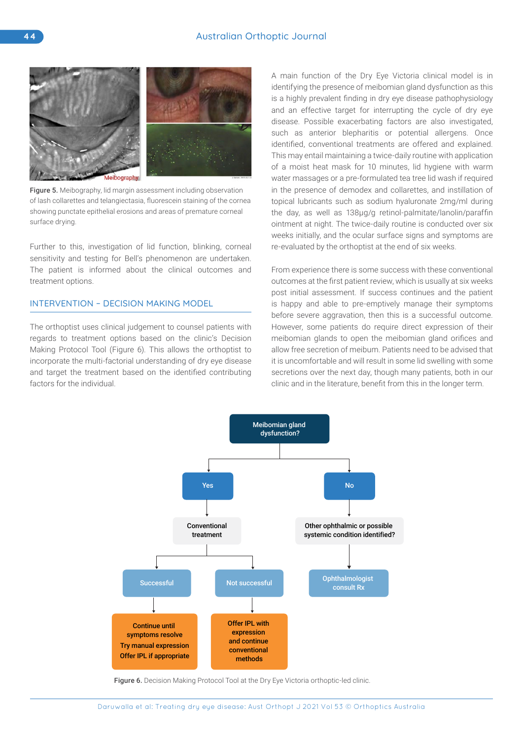**Figure 5.** Meibography, lid margin assessment including observation of lash collarettes and telangiectasia, fluorescein staining of the cornea showing punctate epithelial erosions and areas of premature corneal surface drying.

Further to this, investigation of lid function, blinking, corneal sensitivity and testing for Bell's phenomenon are undertaken. The patient is informed about the clinical outcomes and treatment options.

## INTERVENTION – DECISION MAKING MODEL

The orthoptist uses clinical judgement to counsel patients with regards to treatment options based on the clinic's Decision Making Protocol Tool (Figure 6). This allows the orthoptist to incorporate the multi-factorial understanding of dry eye disease and target the treatment based on the identified contributing factors for the individual.

A main function of the Dry Eye Victoria clinical model is in identifying the presence of meibomian gland dysfunction as this is a highly prevalent finding in dry eye disease pathophysiology and an effective target for interrupting the cycle of dry eye disease. Possible exacerbating factors are also investigated, such as anterior blepharitis or potential allergens. Once identified, conventional treatments are offered and explained. This may entail maintaining a twice-daily routine with application of a moist heat mask for 10 minutes, lid hygiene with warm water massages or a pre-formulated tea tree lid wash if required in the presence of demodex and collarettes, and instillation of topical lubricants such as sodium hyaluronate 2mg/ml during the day, as well as 138µg/g retinol-palmitate/lanolin/paraffin ointment at night. The twice-daily routine is conducted over six weeks initially, and the ocular surface signs and symptoms are re-evaluated by the orthoptist at the end of six weeks.

From experience there is some success with these conventional outcomes at the first patient review, which is usually at six weeks post initial assessment. If success continues and the patient is happy and able to pre-emptively manage their symptoms before severe aggravation, then this is a successful outcome. However, some patients do require direct expression of their meibomian glands to open the meibomian gland orifices and allow free secretion of meibum. Patients need to be advised that it is uncomfortable and will result in some lid swelling with some secretions over the next day, though many patients, both in our clinic and in the literature, benefit from this in the longer term.

- Meibomian gland dysfunction?
  - Yes → Conventional treatment
    - Successful → Continue until symptoms resolve; Try manual expression; Offer IPL if appropriate
    - Not successful → Offer IPL with expression and continue conventional methods
  - No → Other ophthalmic or possible systemic condition identified? → Ophthalmologist consult Rx

**Figure 6.** Decision Making Protocol Tool at the Dry Eye Victoria orthoptic-led clinic.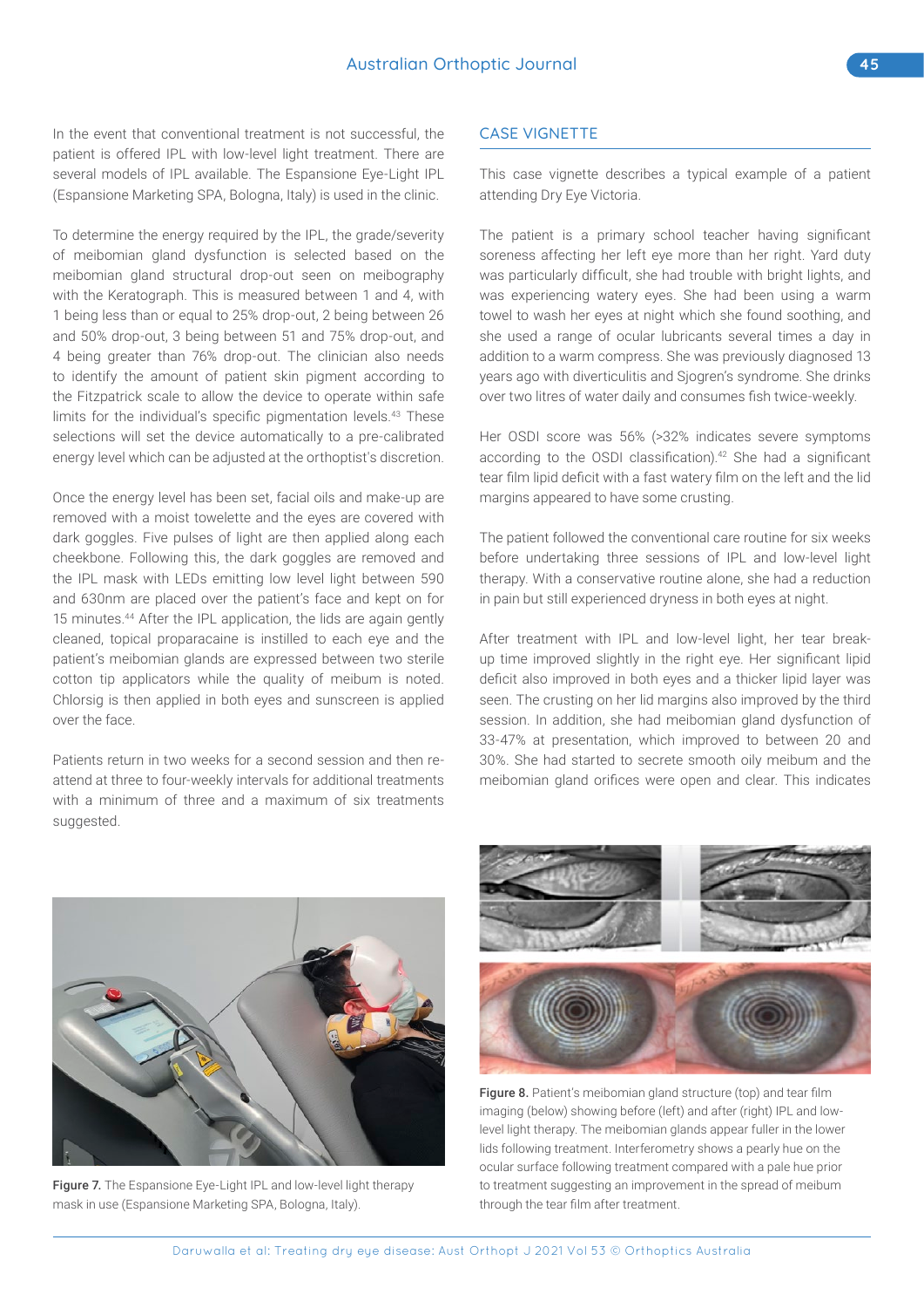In the event that conventional treatment is not successful, the patient is offered IPL with low-level light treatment. There are several models of IPL available. The Espansione Eye-Light IPL (Espansione Marketing SPA, Bologna, Italy) is used in the clinic.

To determine the energy required by the IPL, the grade/severity of meibomian gland dysfunction is selected based on the meibomian gland structural drop-out seen on meibography with the Keratograph. This is measured between 1 and 4, with 1 being less than or equal to 25% drop-out, 2 being between 26 and 50% drop-out, 3 being between 51 and 75% drop-out, and 4 being greater than 76% drop-out. The clinician also needs to identify the amount of patient skin pigment according to the Fitzpatrick scale to allow the device to operate within safe limits for the individual's specific pigmentation levels.[43] These selections will set the device automatically to a pre-calibrated energy level which can be adjusted at the orthoptist's discretion.

Once the energy level has been set, facial oils and make-up are removed with a moist towelette and the eyes are covered with dark goggles. Five pulses of light are then applied along each cheekbone. Following this, the dark goggles are removed and the IPL mask with LEDs emitting low level light between 590 and 630nm are placed over the patient's face and kept on for 15 minutes.[44] After the IPL application, the lids are again gently cleaned, topical proparacaine is instilled to each eye and the patient's meibomian glands are expressed between two sterile cotton tip applicators while the quality of meibum is noted. Chlorsig is then applied in both eyes and sunscreen is applied over the face.

Patients return in two weeks for a second session and then re-attend at three to four-weekly intervals for additional treatments with a minimum of three and a maximum of six treatments suggested.

Figure 7. The Espansione Eye-Light IPL and low-level light therapy mask in use (Espansione Marketing SPA, Bologna, Italy).

## CASE VIGNETTE

This case vignette describes a typical example of a patient attending Dry Eye Victoria.

The patient is a primary school teacher having significant soreness affecting her left eye more than her right. Yard duty was particularly difficult, she had trouble with bright lights, and was experiencing watery eyes. She had been using a warm towel to wash her eyes at night which she found soothing, and she used a range of ocular lubricants several times a day in addition to a warm compress. She was previously diagnosed 13 years ago with diverticulitis and Sjogren's syndrome. She drinks over two litres of water daily and consumes fish twice-weekly.

Her OSDI score was 56% (>32% indicates severe symptoms according to the OSDI classification).[42] She had a significant tear film lipid deficit with a fast watery film on the left and the lid margins appeared to have some crusting.

The patient followed the conventional care routine for six weeks before undertaking three sessions of IPL and low-level light therapy. With a conservative routine alone, she had a reduction in pain but still experienced dryness in both eyes at night.

After treatment with IPL and low-level light, her tear break-up time improved slightly in the right eye. Her significant lipid deficit also improved in both eyes and a thicker lipid layer was seen. The crusting on her lid margins also improved by the third session. In addition, she had meibomian gland dysfunction of 33-47% at presentation, which improved to between 20 and 30%. She had started to secrete smooth oily meibum and the meibomian gland orifices were open and clear. This indicates

Figure 8. Patient's meibomian gland structure (top) and tear film imaging (below) showing before (left) and after (right) IPL and low-level light therapy. The meibomian glands appear fuller in the lower lids following treatment. Interferometry shows a pearly hue on the ocular surface following treatment compared with a pale hue prior to treatment suggesting an improvement in the spread of meibum through the tear film after treatment.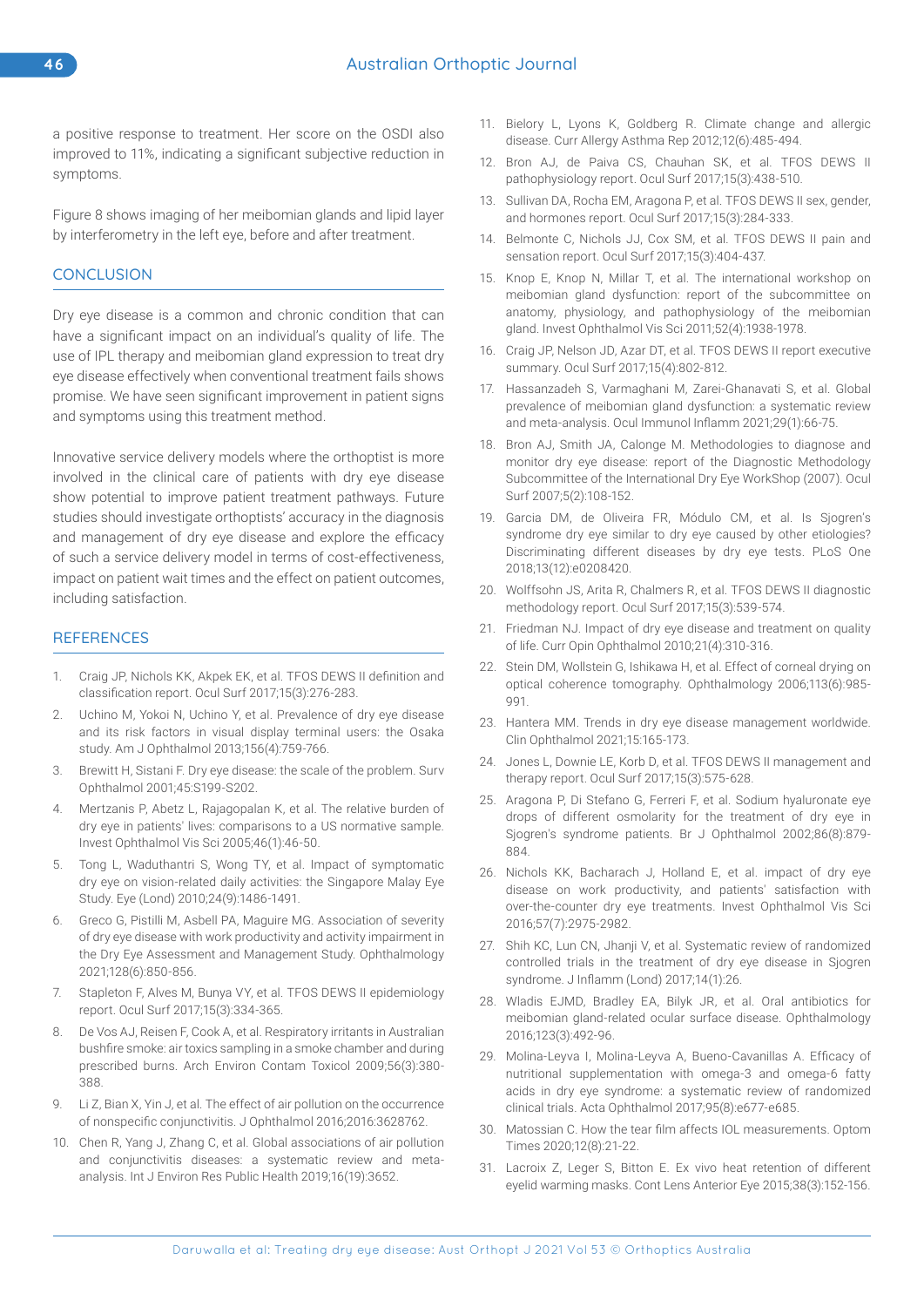a positive response to treatment. Her score on the OSDI also improved to 11%, indicating a significant subjective reduction in symptoms.

Figure 8 shows imaging of her meibomian glands and lipid layer by interferometry in the left eye, before and after treatment.

## CONCLUSION

Dry eye disease is a common and chronic condition that can have a significant impact on an individual's quality of life. The use of IPL therapy and meibomian gland expression to treat dry eye disease effectively when conventional treatment fails shows promise. We have seen significant improvement in patient signs and symptoms using this treatment method.

Innovative service delivery models where the orthoptist is more involved in the clinical care of patients with dry eye disease show potential to improve patient treatment pathways. Future studies should investigate orthoptists' accuracy in the diagnosis and management of dry eye disease and explore the efficacy of such a service delivery model in terms of cost-effectiveness, impact on patient wait times and the effect on patient outcomes, including satisfaction.

## REFERENCES

1. Craig JP, Nichols KK, Akpek EK, et al. TFOS DEWS II definition and classification report. Ocul Surf 2017;15(3):276-283.
2. Uchino M, Yokoi N, Uchino Y, et al. Prevalence of dry eye disease and its risk factors in visual display terminal users: the Osaka study. Am J Ophthalmol 2013;156(4):759-766.
3. Brewitt H, Sistani F. Dry eye disease: the scale of the problem. Surv Ophthalmol 2001;45:S199-S202.
4. Mertzanis P, Abetz L, Rajagopalan K, et al. The relative burden of dry eye in patients' lives: comparisons to a US normative sample. Invest Ophthalmol Vis Sci 2005;46(1):46-50.
5. Tong L, Waduthantri S, Wong TY, et al. Impact of symptomatic dry eye on vision-related daily activities: the Singapore Malay Eye Study. Eye (Lond) 2010;24(9):1486-1491.
6. Greco G, Pistilli M, Asbell PA, Maguire MG. Association of severity of dry eye disease with work productivity and activity impairment in the Dry Eye Assessment and Management Study. Ophthalmology 2021;128(6):850-856.
7. Stapleton F, Alves M, Bunya VY, et al. TFOS DEWS II epidemiology report. Ocul Surf 2017;15(3):334-365.
8. De Vos AJ, Reisen F, Cook A, et al. Respiratory irritants in Australian bushfire smoke: air toxics sampling in a smoke chamber and during prescribed burns. Arch Environ Contam Toxicol 2009;56(3):380-388.
9. Li Z, Bian X, Yin J, et al. The effect of air pollution on the occurrence of nonspecific conjunctivitis. J Ophthalmol 2016;2016:3628762.
10. Chen R, Yang J, Zhang C, et al. Global associations of air pollution and conjunctivitis diseases: a systematic review and meta-analysis. Int J Environ Res Public Health 2019;16(19):3652.
11. Bielory L, Lyons K, Goldberg R. Climate change and allergic disease. Curr Allergy Asthma Rep 2012;12(6):485-494.
12. Bron AJ, de Paiva CS, Chauhan SK, et al. TFOS DEWS II pathophysiology report. Ocul Surf 2017;15(3):438-510.
13. Sullivan DA, Rocha EM, Aragona P, et al. TFOS DEWS II sex, gender, and hormones report. Ocul Surf 2017;15(3):284-333.
14. Belmonte C, Nichols JJ, Cox SM, et al. TFOS DEWS II pain and sensation report. Ocul Surf 2017;15(3):404-437.
15. Knop E, Knop N, Millar T, et al. The international workshop on meibomian gland dysfunction: report of the subcommittee on anatomy, physiology, and pathophysiology of the meibomian gland. Invest Ophthalmol Vis Sci 2011;52(4):1938-1978.
16. Craig JP, Nelson JD, Azar DT, et al. TFOS DEWS II report executive summary. Ocul Surf 2017;15(4):802-812.
17. Hassanzadeh S, Varmaghani M, Zarei-Ghanavati S, et al. Global prevalence of meibomian gland dysfunction: a systematic review and meta-analysis. Ocul Immunol Inflamm 2021;29(1):66-75.
18. Bron AJ, Smith JA, Calonge M. Methodologies to diagnose and monitor dry eye disease: report of the Diagnostic Methodology Subcommittee of the International Dry Eye WorkShop (2007). Ocul Surf 2007;5(2):108-152.
19. Garcia DM, de Oliveira FR, Módulo CM, et al. Is Sjogren's syndrome dry eye similar to dry eye caused by other etiologies? Discriminating different diseases by dry eye tests. PLoS One 2018;13(12):e0208420.
20. Wolffsohn JS, Arita R, Chalmers R, et al. TFOS DEWS II diagnostic methodology report. Ocul Surf 2017;15(3):539-574.
21. Friedman NJ. Impact of dry eye disease and treatment on quality of life. Curr Opin Ophthalmol 2010;21(4):310-316.
22. Stein DM, Wollstein G, Ishikawa H, et al. Effect of corneal drying on optical coherence tomography. Ophthalmology 2006;113(6):985-991.
23. Hantera MM. Trends in dry eye disease management worldwide. Clin Ophthalmol 2021;15:165-173.
24. Jones L, Downie LE, Korb D, et al. TFOS DEWS II management and therapy report. Ocul Surf 2017;15(3):575-628.
25. Aragona P, Di Stefano G, Ferreri F, et al. Sodium hyaluronate eye drops of different osmolarity for the treatment of dry eye in Sjogren's syndrome patients. Br J Ophthalmol 2002;86(8):879-884.
26. Nichols KK, Bacharach J, Holland E, et al. impact of dry eye disease on work productivity, and patients' satisfaction with over-the-counter dry eye treatments. Invest Ophthalmol Vis Sci 2016;57(7):2975-2982.
27. Shih KC, Lun CN, Jhanji V, et al. Systematic review of randomized controlled trials in the treatment of dry eye disease in Sjogren syndrome. J Inflamm (Lond) 2017;14(1):26.
28. Wladis EJMD, Bradley EA, Bilyk JR, et al. Oral antibiotics for meibomian gland-related ocular surface disease. Ophthalmology 2016;123(3):492-96.
29. Molina-Leyva I, Molina-Leyva A, Bueno-Cavanillas A. Efficacy of nutritional supplementation with omega-3 and omega-6 fatty acids in dry eye syndrome: a systematic review of randomized clinical trials. Acta Ophthalmol 2017;95(8):e677-e685.
30. Matossian C. How the tear film affects IOL measurements. Optom Times 2020;12(8):21-22.
31. Lacroix Z, Leger S, Bitton E. Ex vivo heat retention of different eyelid warming masks. Cont Lens Anterior Eye 2015;38(3):152-156.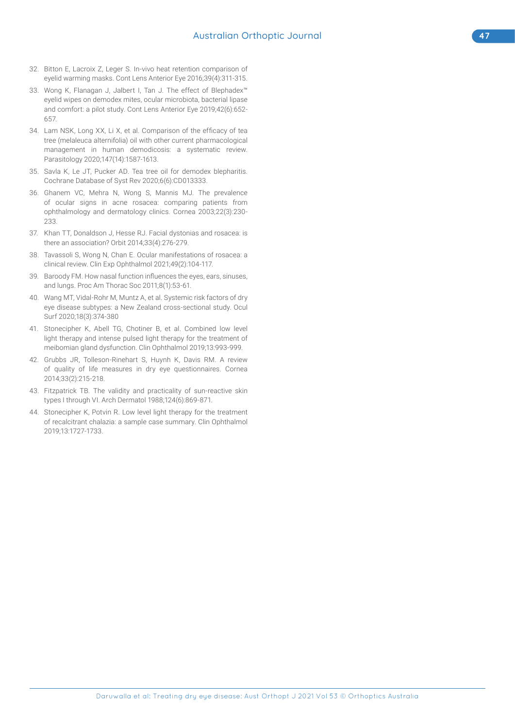32. Bitton E, Lacroix Z, Leger S. In-vivo heat retention comparison of eyelid warming masks. Cont Lens Anterior Eye 2016;39(4):311-315.
33. Wong K, Flanagan J, Jalbert I, Tan J. The effect of Blephadex™ eyelid wipes on demodex mites, ocular microbiota, bacterial lipase and comfort: a pilot study. Cont Lens Anterior Eye 2019;42(6):652-657.
34. Lam NSK, Long XX, Li X, et al. Comparison of the efficacy of tea tree (melaleuca alternifolia) oil with other current pharmacological management in human demodicosis: a systematic review. Parasitology 2020;147(14):1587-1613.
35. Savla K, Le JT, Pucker AD. Tea tree oil for demodex blepharitis. Cochrane Database of Syst Rev 2020;6(6):CD013333.
36. Ghanem VC, Mehra N, Wong S, Mannis MJ. The prevalence of ocular signs in acne rosacea: comparing patients from ophthalmology and dermatology clinics. Cornea 2003;22(3):230-233.
37. Khan TT, Donaldson J, Hesse RJ. Facial dystonias and rosacea: is there an association? Orbit 2014;33(4):276-279.
38. Tavassoli S, Wong N, Chan E. Ocular manifestations of rosacea: a clinical review. Clin Exp Ophthalmol 2021;49(2):104-117.
39. Baroody FM. How nasal function influences the eyes, ears, sinuses, and lungs. Proc Am Thorac Soc 2011;8(1):53-61.
40. Wang MT, Vidal-Rohr M, Muntz A, et al. Systemic risk factors of dry eye disease subtypes: a New Zealand cross-sectional study. Ocul Surf 2020;18(3):374-380
41. Stonecipher K, Abell TG, Chotiner B, et al. Combined low level light therapy and intense pulsed light therapy for the treatment of meibomian gland dysfunction. Clin Ophthalmol 2019;13:993-999.
42. Grubbs JR, Tolleson-Rinehart S, Huynh K, Davis RM. A review of quality of life measures in dry eye questionnaires. Cornea 2014;33(2):215-218.
43. Fitzpatrick TB. The validity and practicality of sun-reactive skin types I through VI. Arch Dermatol 1988;124(6):869-871.
44. Stonecipher K, Potvin R. Low level light therapy for the treatment of recalcitrant chalazia: a sample case summary. Clin Ophthalmol 2019;13:1727-1733.